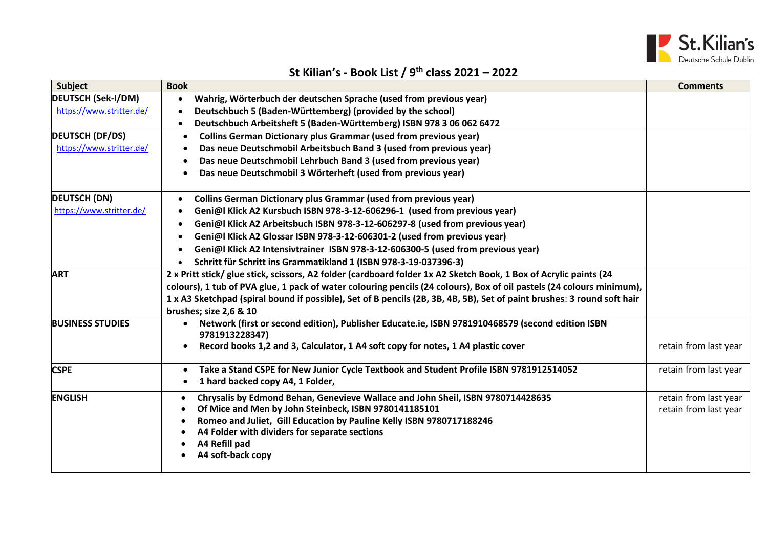# St Kilian's - Book List / 9th class 2021 – 2022

| Subject | Book | Comments |
|---|---|---|
| **DEUTSCH (Sek-I/DM)**<br>https://www.stritter.de/ | • **Wahrig, Wörterbuch der deutschen Sprache (used from previous year)**<br>• **Deutschbuch 5 (Baden-Württemberg) (provided by the school)**<br>• **Deutschbuch Arbeitsheft 5 (Baden-Württemberg) ISBN 978 3 06 062 6472** | |
| **DEUTSCH (DF/DS)**<br>https://www.stritter.de/ | • **Collins German Dictionary plus Grammar (used from previous year)**<br>• **Das neue Deutschmobil Arbeitsbuch Band 3 (used from previous year)**<br>• **Das neue Deutschmobil Lehrbuch Band 3 (used from previous year)**<br>• **Das neue Deutschmobil 3 Wörterheft (used from previous year)** | |
| **DEUTSCH (DN)**<br>https://www.stritter.de/ | • **Collins German Dictionary plus Grammar (used from previous year)**<br>• **Geni@l Klick A2 Kursbuch ISBN 978-3-12-606296-1 (used from previous year)**<br>• **Geni@l Klick A2 Arbeitsbuch ISBN 978-3-12-606297-8 (used from previous year)**<br>• **Geni@l Klick A2 Glossar ISBN 978-3-12-606301-2 (used from previous year)**<br>• **Geni@l Klick A2 Intensivtrainer ISBN 978-3-12-606300-5 (used from previous year)**<br>• **Schritt für Schritt ins Grammatikland 1 (ISBN 978-3-19-037396-3)** | |
| **ART** | **2 x Pritt stick/ glue stick, scissors, A2 folder (cardboard folder 1x A2 Sketch Book, 1 Box of Acrylic paints (24 colours), 1 tub of PVA glue, 1 pack of water colouring pencils (24 colours), Box of oil pastels (24 colours minimum), 1 x A3 Sketchpad (spiral bound if possible), Set of B pencils (2B, 3B, 4B, 5B), Set of paint brushes: 3 round soft hair brushes; size 2,6 & 10** | |
| **BUSINESS STUDIES** | • **Network (first or second edition), Publisher Educate.ie, ISBN 9781910468579 (second edition ISBN 9781913228347)**<br>• **Record books 1,2 and 3, Calculator, 1 A4 soft copy for notes, 1 A4 plastic cover** | retain from last year |
| **CSPE** | • **Take a Stand CSPE for New Junior Cycle Textbook and Student Profile ISBN 9781912514052**<br>• **1 hard backed copy A4, 1 Folder,** | retain from last year |
| **ENGLISH** | • **Chrysalis by Edmond Behan, Genevieve Wallace and John Sheil, ISBN 9780714428635**<br>• **Of Mice and Men by John Steinbeck, ISBN 9780141185101**<br>• **Romeo and Juliet, Gill Education by Pauline Kelly ISBN 9780717188246**<br>• **A4 Folder with dividers for separate sections**<br>• **A4 Refill pad**<br>• **A4 soft-back copy** | retain from last year<br>retain from last year |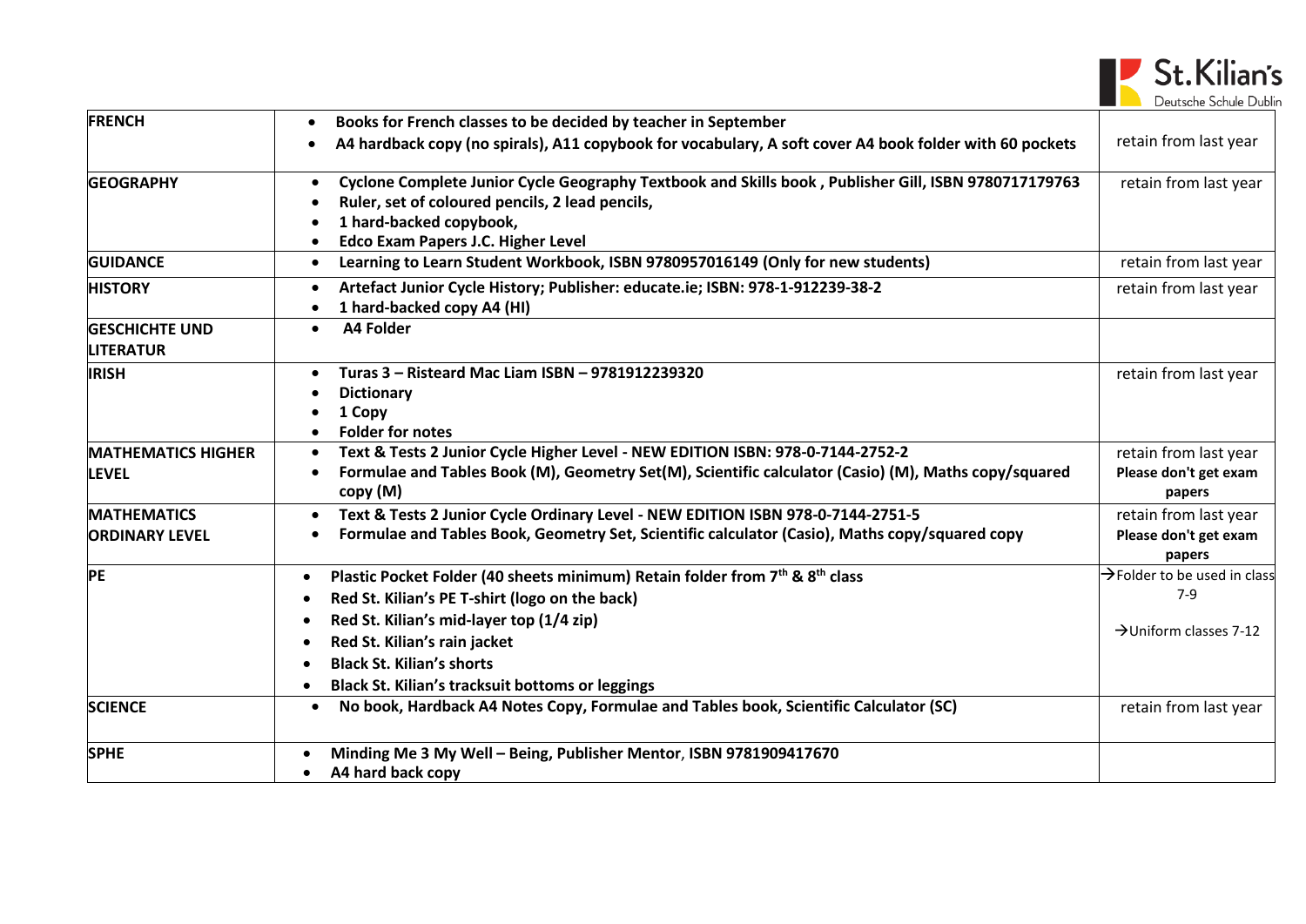| FRENCH | • Books for French classes to be decided by teacher in September<br>• A4 hardback copy (no spirals), A11 copybook for vocabulary, A soft cover A4 book folder with 60 pockets | retain from last year |
|---|---|---|
| GEOGRAPHY | • Cyclone Complete Junior Cycle Geography Textbook and Skills book , Publisher Gill, ISBN 9780717179763<br>• Ruler, set of coloured pencils, 2 lead pencils,<br>• 1 hard-backed copybook,<br>• Edco Exam Papers J.C. Higher Level | retain from last year |
| GUIDANCE | • Learning to Learn Student Workbook, ISBN 9780957016149 (Only for new students) | retain from last year |
| HISTORY | • Artefact Junior Cycle History; Publisher: educate.ie; ISBN: 978-1-912239-38-2<br>• 1 hard-backed copy A4 (HI) | retain from last year |
| GESCHICHTE UND LITERATUR | • A4 Folder | |
| IRISH | • Turas 3 – Risteard Mac Liam ISBN – 9781912239320<br>• Dictionary<br>• 1 Copy<br>• Folder for notes | retain from last year |
| MATHEMATICS HIGHER LEVEL | • Text & Tests 2 Junior Cycle Higher Level - NEW EDITION ISBN: 978-0-7144-2752-2<br>• Formulae and Tables Book (M), Geometry Set(M), Scientific calculator (Casio) (M), Maths copy/squared copy (M) | retain from last year<br>**Please don't get exam papers** |
| MATHEMATICS ORDINARY LEVEL | • Text & Tests 2 Junior Cycle Ordinary Level - NEW EDITION ISBN 978-0-7144-2751-5<br>• Formulae and Tables Book, Geometry Set, Scientific calculator (Casio), Maths copy/squared copy | retain from last year<br>**Please don't get exam papers** |
| PE | • Plastic Pocket Folder (40 sheets minimum) Retain folder from 7th & 8th class<br>• Red St. Kilian's PE T-shirt (logo on the back)<br>• Red St. Kilian's mid-layer top (1/4 zip)<br>• Red St. Kilian's rain jacket<br>• Black St. Kilian's shorts<br>• Black St. Kilian's tracksuit bottoms or leggings | → Folder to be used in class 7-9<br>→ Uniform classes 7-12 |
| SCIENCE | • No book, Hardback A4 Notes Copy, Formulae and Tables book, Scientific Calculator (SC) | retain from last year |
| SPHE | • Minding Me 3 My Well – Being, Publisher Mentor, ISBN 9781909417670<br>• A4 hard back copy | |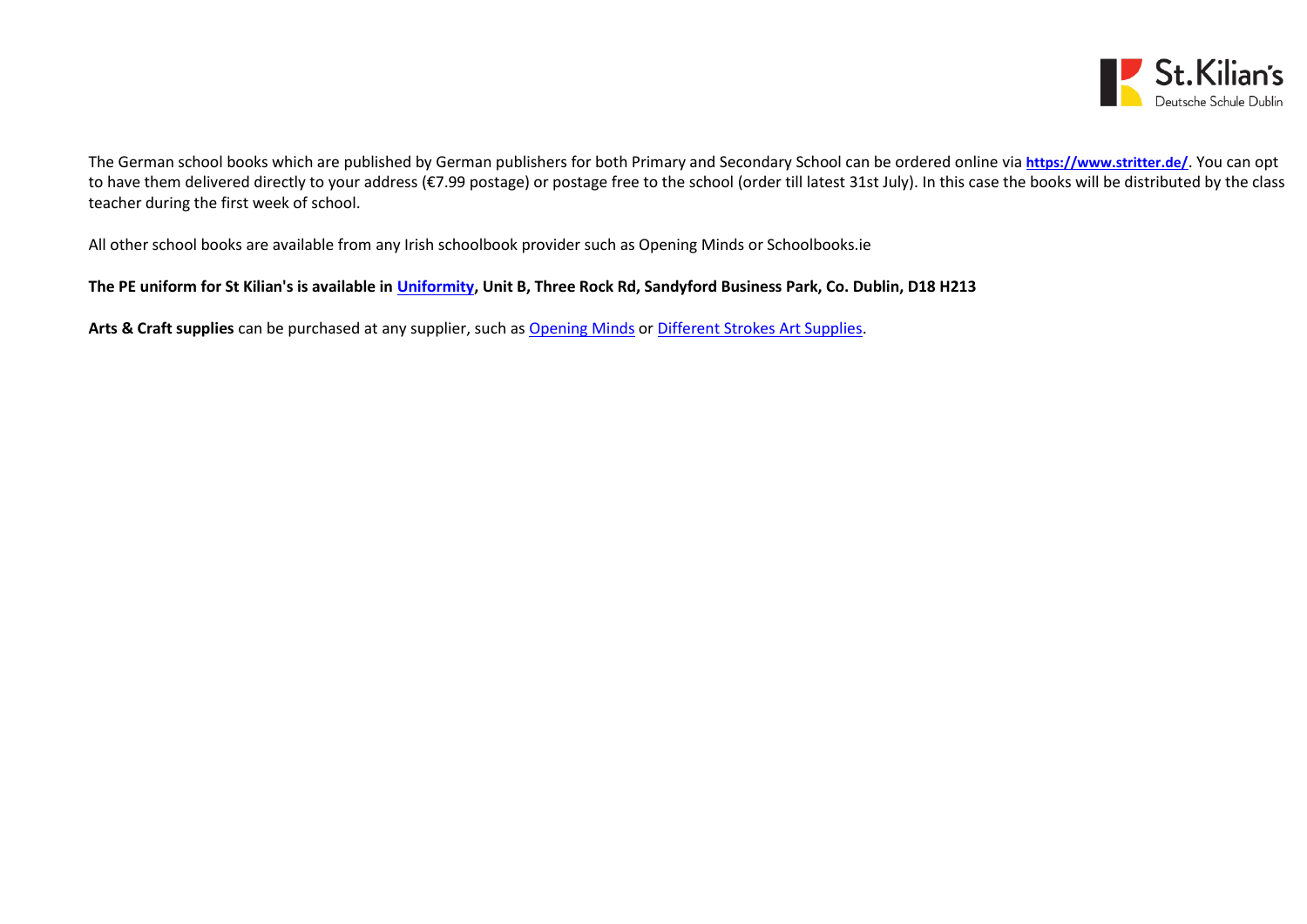The German school books which are published by German publishers for both Primary and Secondary School can be ordered online via **https://www.stritter.de/**. You can opt to have them delivered directly to your address (€7.99 postage) or postage free to the school (order till latest 31st July). In this case the books will be distributed by the class teacher during the first week of school.

All other school books are available from any Irish schoolbook provider such as Opening Minds or Schoolbooks.ie

**The PE uniform for St Kilian's is available in Uniformity, Unit B, Three Rock Rd, Sandyford Business Park, Co. Dublin, D18 H213**

**Arts & Craft supplies** can be purchased at any supplier, such as Opening Minds or Different Strokes Art Supplies.